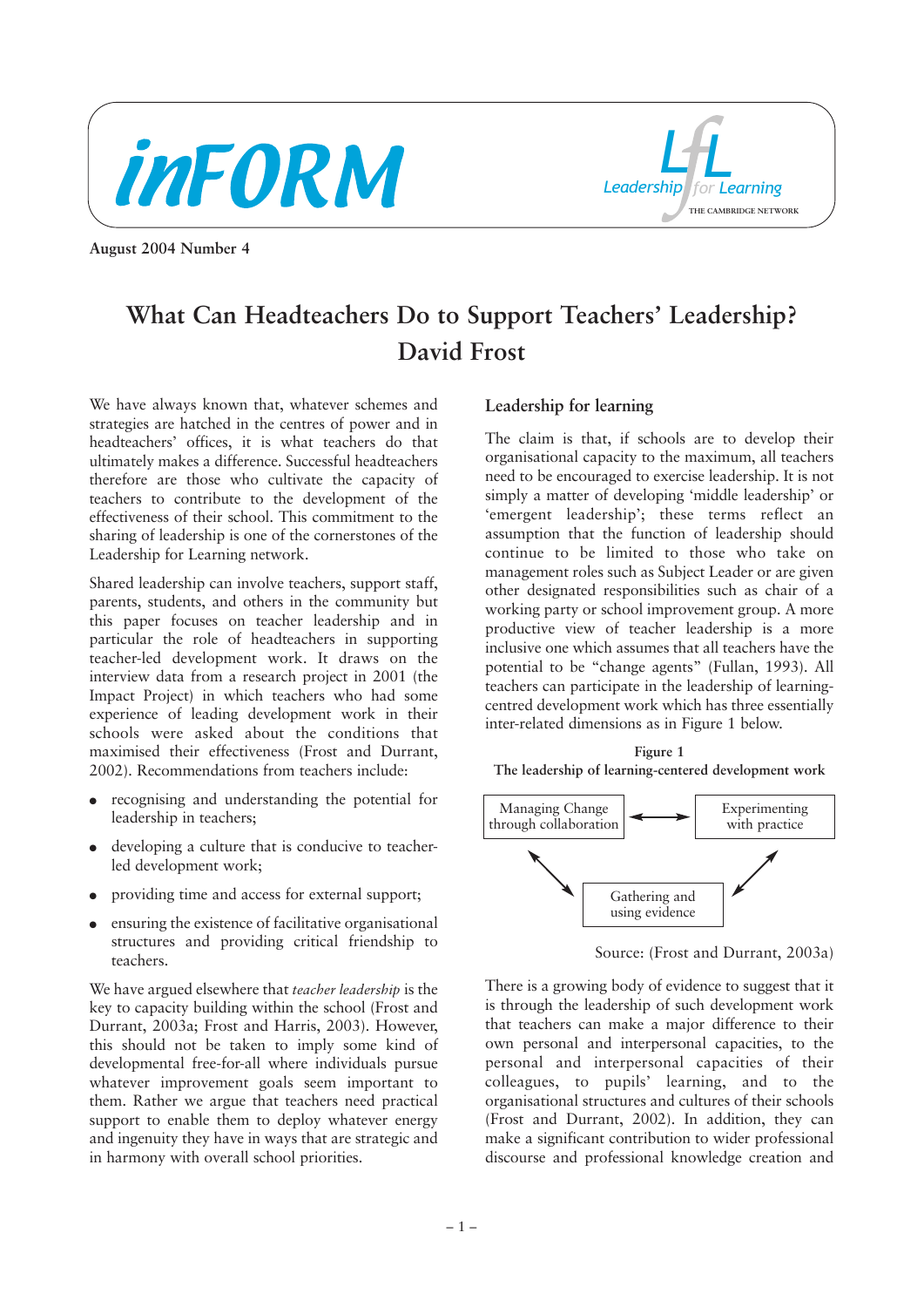inFORM

Leadership for Learning — THE CAMBRIDGE NETWORK

**August 2004 Number 4**

# What Can Headteachers Do to Support Teachers' Leadership? David Frost

We have always known that, whatever schemes and strategies are hatched in the centres of power and in headteachers' offices, it is what teachers do that ultimately makes a difference. Successful headteachers therefore are those who cultivate the capacity of teachers to contribute to the development of the effectiveness of their school. This commitment to the sharing of leadership is one of the cornerstones of the Leadership for Learning network.

Shared leadership can involve teachers, support staff, parents, students, and others in the community but this paper focuses on teacher leadership and in particular the role of headteachers in supporting teacher-led development work. It draws on the interview data from a research project in 2001 (the Impact Project) in which teachers who had some experience of leading development work in their schools were asked about the conditions that maximised their effectiveness (Frost and Durrant, 2002). Recommendations from teachers include:

- recognising and understanding the potential for leadership in teachers;
- developing a culture that is conducive to teacher-led development work;
- providing time and access for external support;
- ensuring the existence of facilitative organisational structures and providing critical friendship to teachers.

We have argued elsewhere that *teacher leadership* is the key to capacity building within the school (Frost and Durrant, 2003a; Frost and Harris, 2003). However, this should not be taken to imply some kind of developmental free-for-all where individuals pursue whatever improvement goals seem important to them. Rather we argue that teachers need practical support to enable them to deploy whatever energy and ingenuity they have in ways that are strategic and in harmony with overall school priorities.

## Leadership for learning

The claim is that, if schools are to develop their organisational capacity to the maximum, all teachers need to be encouraged to exercise leadership. It is not simply a matter of developing 'middle leadership' or 'emergent leadership'; these terms reflect an assumption that the function of leadership should continue to be limited to those who take on management roles such as Subject Leader or are given other designated responsibilities such as chair of a working party or school improvement group. A more productive view of teacher leadership is a more inclusive one which assumes that all teachers have the potential to be "change agents" (Fullan, 1993). All teachers can participate in the leadership of learning-centred development work which has three essentially inter-related dimensions as in Figure 1 below.

**Figure 1**
**The leadership of learning-centered development work**

Managing Change through collaboration ↔ Experimenting with practice

Managing Change through collaboration ↔ Gathering and using evidence

Gathering and using evidence ↔ Experimenting with practice

Source: (Frost and Durrant, 2003a)

There is a growing body of evidence to suggest that it is through the leadership of such development work that teachers can make a major difference to their own personal and interpersonal capacities, to the personal and interpersonal capacities of their colleagues, to pupils' learning, and to the organisational structures and cultures of their schools (Frost and Durrant, 2002). In addition, they can make a significant contribution to wider professional discourse and professional knowledge creation and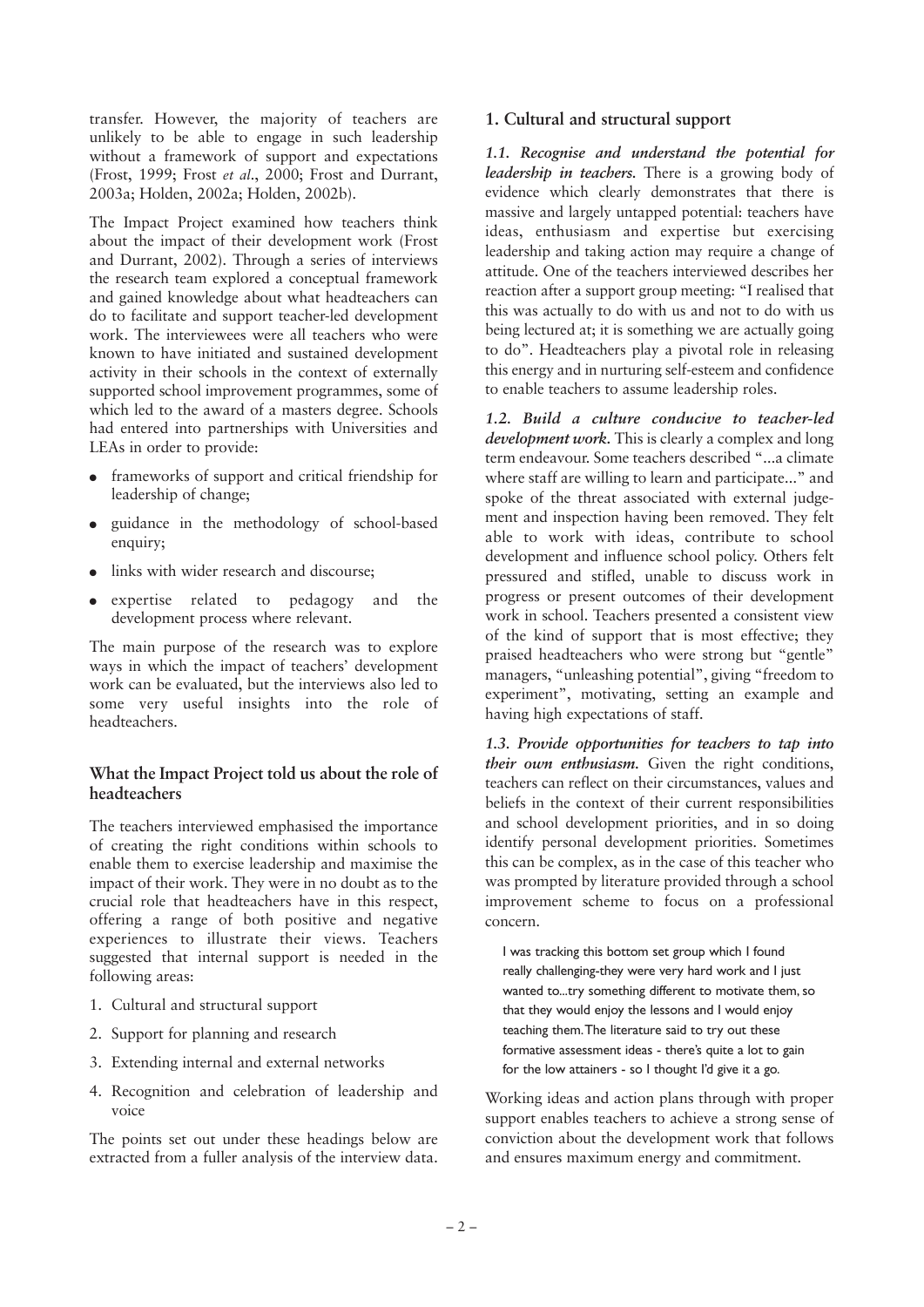transfer. However, the majority of teachers are unlikely to be able to engage in such leadership without a framework of support and expectations (Frost, 1999; Frost *et al*., 2000; Frost and Durrant, 2003a; Holden, 2002a; Holden, 2002b).

The Impact Project examined how teachers think about the impact of their development work (Frost and Durrant, 2002). Through a series of interviews the research team explored a conceptual framework and gained knowledge about what headteachers can do to facilitate and support teacher-led development work. The interviewees were all teachers who were known to have initiated and sustained development activity in their schools in the context of externally supported school improvement programmes, some of which led to the award of a masters degree. Schools had entered into partnerships with Universities and LEAs in order to provide:

- frameworks of support and critical friendship for leadership of change;
- guidance in the methodology of school-based enquiry;
- links with wider research and discourse;
- expertise related to pedagogy and the development process where relevant.

The main purpose of the research was to explore ways in which the impact of teachers' development work can be evaluated, but the interviews also led to some very useful insights into the role of headteachers.

## What the Impact Project told us about the role of headteachers

The teachers interviewed emphasised the importance of creating the right conditions within schools to enable them to exercise leadership and maximise the impact of their work. They were in no doubt as to the crucial role that headteachers have in this respect, offering a range of both positive and negative experiences to illustrate their views. Teachers suggested that internal support is needed in the following areas:

1. Cultural and structural support
2. Support for planning and research
3. Extending internal and external networks
4. Recognition and celebration of leadership and voice

The points set out under these headings below are extracted from a fuller analysis of the interview data.

### 1. Cultural and structural support

***1.1. Recognise and understand the potential for leadership in teachers.*** There is a growing body of evidence which clearly demonstrates that there is massive and largely untapped potential: teachers have ideas, enthusiasm and expertise but exercising leadership and taking action may require a change of attitude. One of the teachers interviewed describes her reaction after a support group meeting: "I realised that this was actually to do with us and not to do with us being lectured at; it is something we are actually going to do". Headteachers play a pivotal role in releasing this energy and in nurturing self-esteem and confidence to enable teachers to assume leadership roles.

***1.2. Build a culture conducive to teacher-led development work.*** This is clearly a complex and long term endeavour. Some teachers described "...a climate where staff are willing to learn and participate..." and spoke of the threat associated with external judgement and inspection having been removed. They felt able to work with ideas, contribute to school development and influence school policy. Others felt pressured and stifled, unable to discuss work in progress or present outcomes of their development work in school. Teachers presented a consistent view of the kind of support that is most effective; they praised headteachers who were strong but "gentle" managers, "unleashing potential", giving "freedom to experiment", motivating, setting an example and having high expectations of staff.

***1.3. Provide opportunities for teachers to tap into their own enthusiasm.*** Given the right conditions, teachers can reflect on their circumstances, values and beliefs in the context of their current responsibilities and school development priorities, and in so doing identify personal development priorities. Sometimes this can be complex, as in the case of this teacher who was prompted by literature provided through a school improvement scheme to focus on a professional concern.

> I was tracking this bottom set group which I found really challenging-they were very hard work and I just wanted to...try something different to motivate them, so that they would enjoy the lessons and I would enjoy teaching them. The literature said to try out these formative assessment ideas - there's quite a lot to gain for the low attainers - so I thought I'd give it a go.

Working ideas and action plans through with proper support enables teachers to achieve a strong sense of conviction about the development work that follows and ensures maximum energy and commitment.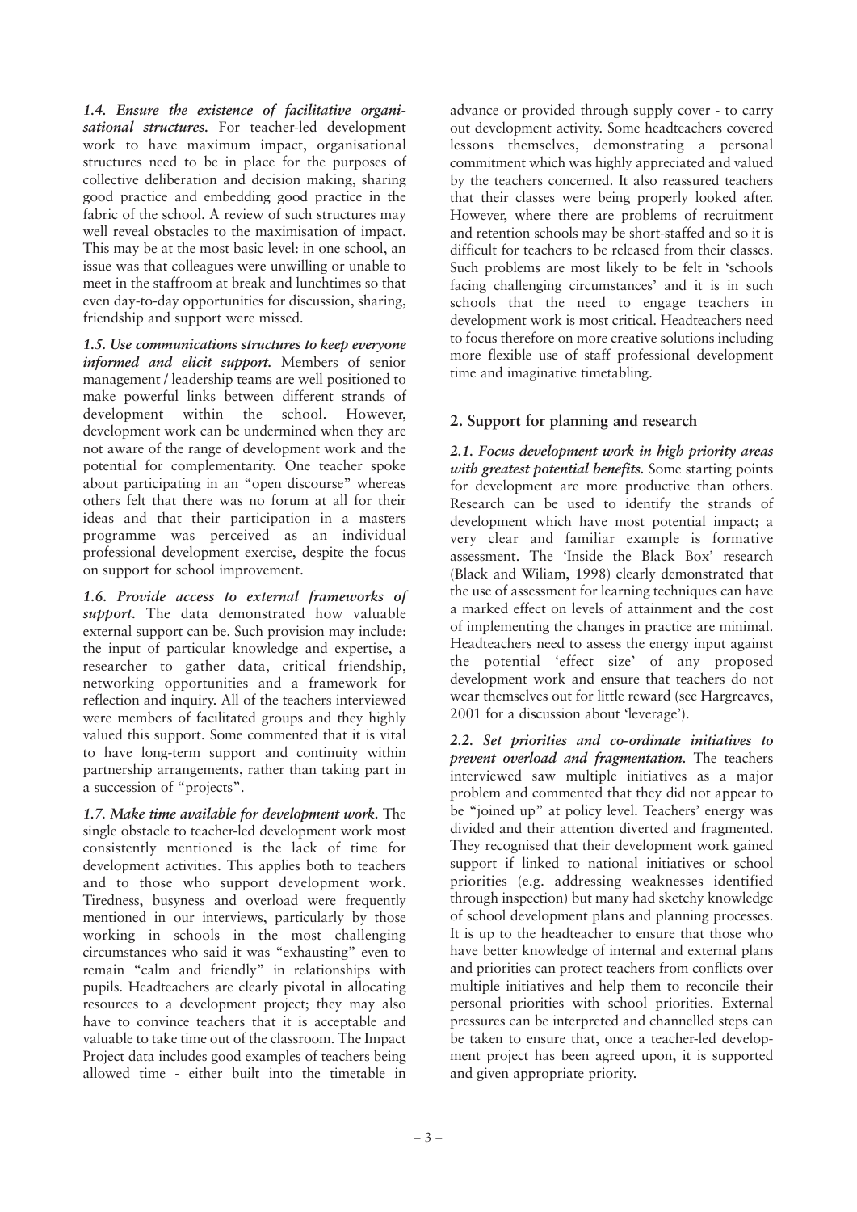***1.4. Ensure the existence of facilitative organisational structures.*** For teacher-led development work to have maximum impact, organisational structures need to be in place for the purposes of collective deliberation and decision making, sharing good practice and embedding good practice in the fabric of the school. A review of such structures may well reveal obstacles to the maximisation of impact. This may be at the most basic level: in one school, an issue was that colleagues were unwilling or unable to meet in the staffroom at break and lunchtimes so that even day-to-day opportunities for discussion, sharing, friendship and support were missed.

***1.5. Use communications structures to keep everyone informed and elicit support.*** Members of senior management / leadership teams are well positioned to make powerful links between different strands of development within the school. However, development work can be undermined when they are not aware of the range of development work and the potential for complementarity. One teacher spoke about participating in an "open discourse" whereas others felt that there was no forum at all for their ideas and that their participation in a masters programme was perceived as an individual professional development exercise, despite the focus on support for school improvement.

***1.6. Provide access to external frameworks of support.*** The data demonstrated how valuable external support can be. Such provision may include: the input of particular knowledge and expertise, a researcher to gather data, critical friendship, networking opportunities and a framework for reflection and inquiry. All of the teachers interviewed were members of facilitated groups and they highly valued this support. Some commented that it is vital to have long-term support and continuity within partnership arrangements, rather than taking part in a succession of "projects".

***1.7. Make time available for development work.*** The single obstacle to teacher-led development work most consistently mentioned is the lack of time for development activities. This applies both to teachers and to those who support development work. Tiredness, busyness and overload were frequently mentioned in our interviews, particularly by those working in schools in the most challenging circumstances who said it was "exhausting" even to remain "calm and friendly" in relationships with pupils. Headteachers are clearly pivotal in allocating resources to a development project; they may also have to convince teachers that it is acceptable and valuable to take time out of the classroom. The Impact Project data includes good examples of teachers being allowed time - either built into the timetable in advance or provided through supply cover - to carry out development activity. Some headteachers covered lessons themselves, demonstrating a personal commitment which was highly appreciated and valued by the teachers concerned. It also reassured teachers that their classes were being properly looked after. However, where there are problems of recruitment and retention schools may be short-staffed and so it is difficult for teachers to be released from their classes. Such problems are most likely to be felt in 'schools facing challenging circumstances' and it is in such schools that the need to engage teachers in development work is most critical. Headteachers need to focus therefore on more creative solutions including more flexible use of staff professional development time and imaginative timetabling.

## 2. Support for planning and research

***2.1. Focus development work in high priority areas with greatest potential benefits.*** Some starting points for development are more productive than others. Research can be used to identify the strands of development which have most potential impact; a very clear and familiar example is formative assessment. The 'Inside the Black Box' research (Black and Wiliam, 1998) clearly demonstrated that the use of assessment for learning techniques can have a marked effect on levels of attainment and the cost of implementing the changes in practice are minimal. Headteachers need to assess the energy input against the potential 'effect size' of any proposed development work and ensure that teachers do not wear themselves out for little reward (see Hargreaves, 2001 for a discussion about 'leverage').

***2.2. Set priorities and co-ordinate initiatives to prevent overload and fragmentation.*** The teachers interviewed saw multiple initiatives as a major problem and commented that they did not appear to be "joined up" at policy level. Teachers' energy was divided and their attention diverted and fragmented. They recognised that their development work gained support if linked to national initiatives or school priorities (e.g. addressing weaknesses identified through inspection) but many had sketchy knowledge of school development plans and planning processes. It is up to the headteacher to ensure that those who have better knowledge of internal and external plans and priorities can protect teachers from conflicts over multiple initiatives and help them to reconcile their personal priorities with school priorities. External pressures can be interpreted and channelled steps can be taken to ensure that, once a teacher-led development project has been agreed upon, it is supported and given appropriate priority.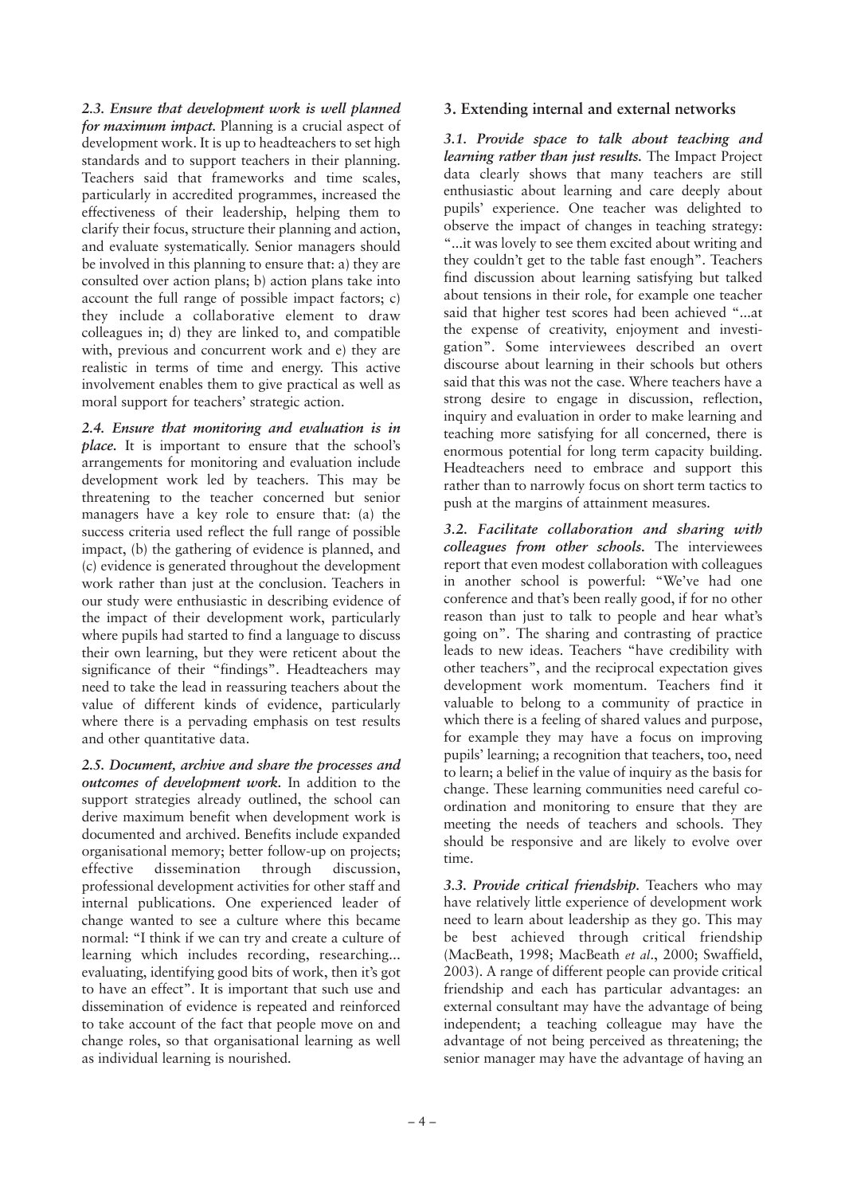***2.3. Ensure that development work is well planned for maximum impact.*** Planning is a crucial aspect of development work. It is up to headteachers to set high standards and to support teachers in their planning. Teachers said that frameworks and time scales, particularly in accredited programmes, increased the effectiveness of their leadership, helping them to clarify their focus, structure their planning and action, and evaluate systematically. Senior managers should be involved in this planning to ensure that: a) they are consulted over action plans; b) action plans take into account the full range of possible impact factors; c) they include a collaborative element to draw colleagues in; d) they are linked to, and compatible with, previous and concurrent work and e) they are realistic in terms of time and energy. This active involvement enables them to give practical as well as moral support for teachers' strategic action.

***2.4. Ensure that monitoring and evaluation is in place.*** It is important to ensure that the school's arrangements for monitoring and evaluation include development work led by teachers. This may be threatening to the teacher concerned but senior managers have a key role to ensure that: (a) the success criteria used reflect the full range of possible impact, (b) the gathering of evidence is planned, and (c) evidence is generated throughout the development work rather than just at the conclusion. Teachers in our study were enthusiastic in describing evidence of the impact of their development work, particularly where pupils had started to find a language to discuss their own learning, but they were reticent about the significance of their "findings". Headteachers may need to take the lead in reassuring teachers about the value of different kinds of evidence, particularly where there is a pervading emphasis on test results and other quantitative data.

***2.5. Document, archive and share the processes and outcomes of development work.*** In addition to the support strategies already outlined, the school can derive maximum benefit when development work is documented and archived. Benefits include expanded organisational memory; better follow-up on projects; effective dissemination through discussion, professional development activities for other staff and internal publications. One experienced leader of change wanted to see a culture where this became normal: "I think if we can try and create a culture of learning which includes recording, researching... evaluating, identifying good bits of work, then it's got to have an effect". It is important that such use and dissemination of evidence is repeated and reinforced to take account of the fact that people move on and change roles, so that organisational learning as well as individual learning is nourished.

## 3. Extending internal and external networks

***3.1. Provide space to talk about teaching and learning rather than just results.*** The Impact Project data clearly shows that many teachers are still enthusiastic about learning and care deeply about pupils' experience. One teacher was delighted to observe the impact of changes in teaching strategy: "...it was lovely to see them excited about writing and they couldn't get to the table fast enough". Teachers find discussion about learning satisfying but talked about tensions in their role, for example one teacher said that higher test scores had been achieved "...at the expense of creativity, enjoyment and investigation". Some interviewees described an overt discourse about learning in their schools but others said that this was not the case. Where teachers have a strong desire to engage in discussion, reflection, inquiry and evaluation in order to make learning and teaching more satisfying for all concerned, there is enormous potential for long term capacity building. Headteachers need to embrace and support this rather than to narrowly focus on short term tactics to push at the margins of attainment measures.

***3.2. Facilitate collaboration and sharing with colleagues from other schools.*** The interviewees report that even modest collaboration with colleagues in another school is powerful: "We've had one conference and that's been really good, if for no other reason than just to talk to people and hear what's going on". The sharing and contrasting of practice leads to new ideas. Teachers "have credibility with other teachers", and the reciprocal expectation gives development work momentum. Teachers find it valuable to belong to a community of practice in which there is a feeling of shared values and purpose, for example they may have a focus on improving pupils' learning; a recognition that teachers, too, need to learn; a belief in the value of inquiry as the basis for change. These learning communities need careful co-ordination and monitoring to ensure that they are meeting the needs of teachers and schools. They should be responsive and are likely to evolve over time.

***3.3. Provide critical friendship.*** Teachers who may have relatively little experience of development work need to learn about leadership as they go. This may be best achieved through critical friendship (MacBeath, 1998; MacBeath *et al*., 2000; Swaffield, 2003). A range of different people can provide critical friendship and each has particular advantages: an external consultant may have the advantage of being independent; a teaching colleague may have the advantage of not being perceived as threatening; the senior manager may have the advantage of having an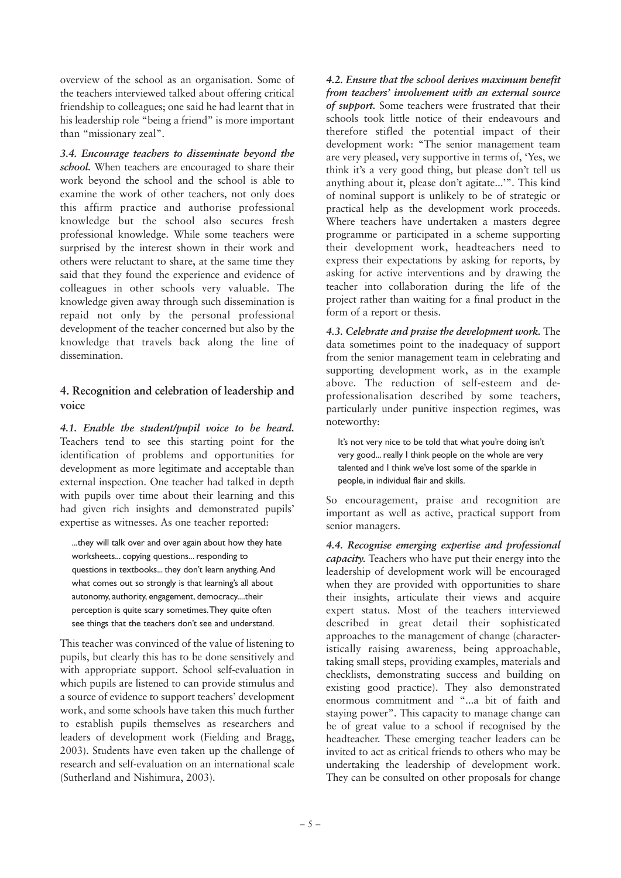overview of the school as an organisation. Some of the teachers interviewed talked about offering critical friendship to colleagues; one said he had learnt that in his leadership role "being a friend" is more important than "missionary zeal".

***3.4. Encourage teachers to disseminate beyond the school.*** When teachers are encouraged to share their work beyond the school and the school is able to examine the work of other teachers, not only does this affirm practice and authorise professional knowledge but the school also secures fresh professional knowledge. While some teachers were surprised by the interest shown in their work and others were reluctant to share, at the same time they said that they found the experience and evidence of colleagues in other schools very valuable. The knowledge given away through such dissemination is repaid not only by the personal professional development of the teacher concerned but also by the knowledge that travels back along the line of dissemination.

## 4. Recognition and celebration of leadership and voice

***4.1. Enable the student/pupil voice to be heard.*** Teachers tend to see this starting point for the identification of problems and opportunities for development as more legitimate and acceptable than external inspection. One teacher had talked in depth with pupils over time about their learning and this had given rich insights and demonstrated pupils' expertise as witnesses. As one teacher reported:

> ...they will talk over and over again about how they hate worksheets... copying questions... responding to questions in textbooks... they don't learn anything. And what comes out so strongly is that learning's all about autonomy, authority, engagement, democracy....their perception is quite scary sometimes. They quite often see things that the teachers don't see and understand.

This teacher was convinced of the value of listening to pupils, but clearly this has to be done sensitively and with appropriate support. School self-evaluation in which pupils are listened to can provide stimulus and a source of evidence to support teachers' development work, and some schools have taken this much further to establish pupils themselves as researchers and leaders of development work (Fielding and Bragg, 2003). Students have even taken up the challenge of research and self-evaluation on an international scale (Sutherland and Nishimura, 2003).

***4.2. Ensure that the school derives maximum benefit from teachers' involvement with an external source of support.*** Some teachers were frustrated that their schools took little notice of their endeavours and therefore stifled the potential impact of their development work: "The senior management team are very pleased, very supportive in terms of, 'Yes, we think it's a very good thing, but please don't tell us anything about it, please don't agitate...'". This kind of nominal support is unlikely to be of strategic or practical help as the development work proceeds. Where teachers have undertaken a masters degree programme or participated in a scheme supporting their development work, headteachers need to express their expectations by asking for reports, by asking for active interventions and by drawing the teacher into collaboration during the life of the project rather than waiting for a final product in the form of a report or thesis.

***4.3. Celebrate and praise the development work.*** The data sometimes point to the inadequacy of support from the senior management team in celebrating and supporting development work, as in the example above. The reduction of self-esteem and de-professionalisation described by some teachers, particularly under punitive inspection regimes, was noteworthy:

> It's not very nice to be told that what you're doing isn't very good... really I think people on the whole are very talented and I think we've lost some of the sparkle in people, in individual flair and skills.

So encouragement, praise and recognition are important as well as active, practical support from senior managers.

***4.4. Recognise emerging expertise and professional capacity.*** Teachers who have put their energy into the leadership of development work will be encouraged when they are provided with opportunities to share their insights, articulate their views and acquire expert status. Most of the teachers interviewed described in great detail their sophisticated approaches to the management of change (characteristically raising awareness, being approachable, taking small steps, providing examples, materials and checklists, demonstrating success and building on existing good practice). They also demonstrated enormous commitment and "...a bit of faith and staying power". This capacity to manage change can be of great value to a school if recognised by the headteacher. These emerging teacher leaders can be invited to act as critical friends to others who may be undertaking the leadership of development work. They can be consulted on other proposals for change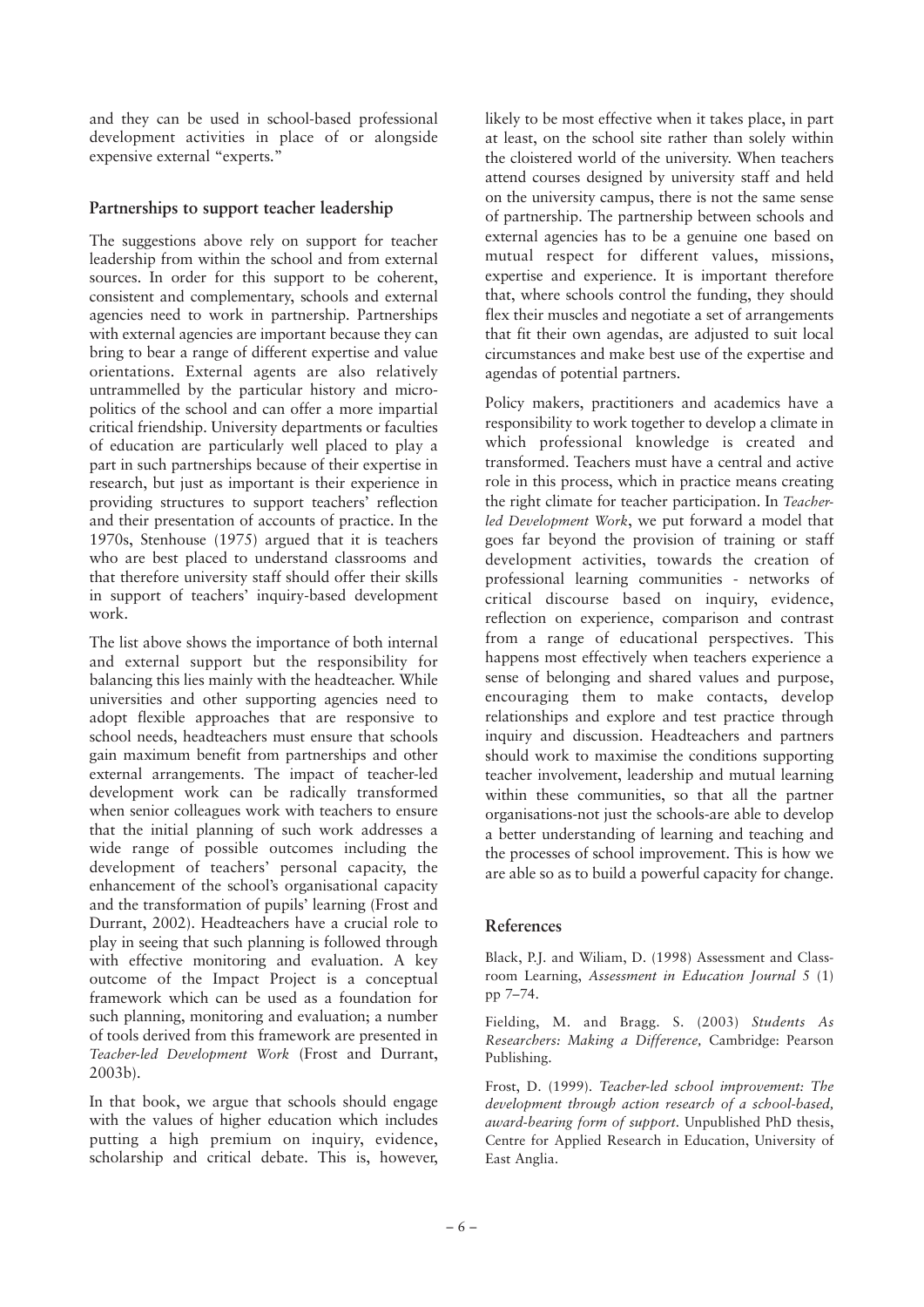and they can be used in school-based professional development activities in place of or alongside expensive external "experts."

## Partnerships to support teacher leadership

The suggestions above rely on support for teacher leadership from within the school and from external sources. In order for this support to be coherent, consistent and complementary, schools and external agencies need to work in partnership. Partnerships with external agencies are important because they can bring to bear a range of different expertise and value orientations. External agents are also relatively untrammelled by the particular history and micro-politics of the school and can offer a more impartial critical friendship. University departments or faculties of education are particularly well placed to play a part in such partnerships because of their expertise in research, but just as important is their experience in providing structures to support teachers' reflection and their presentation of accounts of practice. In the 1970s, Stenhouse (1975) argued that it is teachers who are best placed to understand classrooms and that therefore university staff should offer their skills in support of teachers' inquiry-based development work.

The list above shows the importance of both internal and external support but the responsibility for balancing this lies mainly with the headteacher. While universities and other supporting agencies need to adopt flexible approaches that are responsive to school needs, headteachers must ensure that schools gain maximum benefit from partnerships and other external arrangements. The impact of teacher-led development work can be radically transformed when senior colleagues work with teachers to ensure that the initial planning of such work addresses a wide range of possible outcomes including the development of teachers' personal capacity, the enhancement of the school's organisational capacity and the transformation of pupils' learning (Frost and Durrant, 2002). Headteachers have a crucial role to play in seeing that such planning is followed through with effective monitoring and evaluation. A key outcome of the Impact Project is a conceptual framework which can be used as a foundation for such planning, monitoring and evaluation; a number of tools derived from this framework are presented in *Teacher-led Development Work* (Frost and Durrant, 2003b).

In that book, we argue that schools should engage with the values of higher education which includes putting a high premium on inquiry, evidence, scholarship and critical debate. This is, however, likely to be most effective when it takes place, in part at least, on the school site rather than solely within the cloistered world of the university. When teachers attend courses designed by university staff and held on the university campus, there is not the same sense of partnership. The partnership between schools and external agencies has to be a genuine one based on mutual respect for different values, missions, expertise and experience. It is important therefore that, where schools control the funding, they should flex their muscles and negotiate a set of arrangements that fit their own agendas, are adjusted to suit local circumstances and make best use of the expertise and agendas of potential partners.

Policy makers, practitioners and academics have a responsibility to work together to develop a climate in which professional knowledge is created and transformed. Teachers must have a central and active role in this process, which in practice means creating the right climate for teacher participation. In *Teacher-led Development Work*, we put forward a model that goes far beyond the provision of training or staff development activities, towards the creation of professional learning communities - networks of critical discourse based on inquiry, evidence, reflection on experience, comparison and contrast from a range of educational perspectives. This happens most effectively when teachers experience a sense of belonging and shared values and purpose, encouraging them to make contacts, develop relationships and explore and test practice through inquiry and discussion. Headteachers and partners should work to maximise the conditions supporting teacher involvement, leadership and mutual learning within these communities, so that all the partner organisations-not just the schools-are able to develop a better understanding of learning and teaching and the processes of school improvement. This is how we are able so as to build a powerful capacity for change.

## References

Black, P.J. and Wiliam, D. (1998) Assessment and Classroom Learning, *Assessment in Education Journal 5* (1) pp 7–74.

Fielding, M. and Bragg. S. (2003) *Students As Researchers: Making a Difference,* Cambridge: Pearson Publishing.

Frost, D. (1999). *Teacher-led school improvement: The development through action research of a school-based, award-bearing form of support.* Unpublished PhD thesis, Centre for Applied Research in Education, University of East Anglia.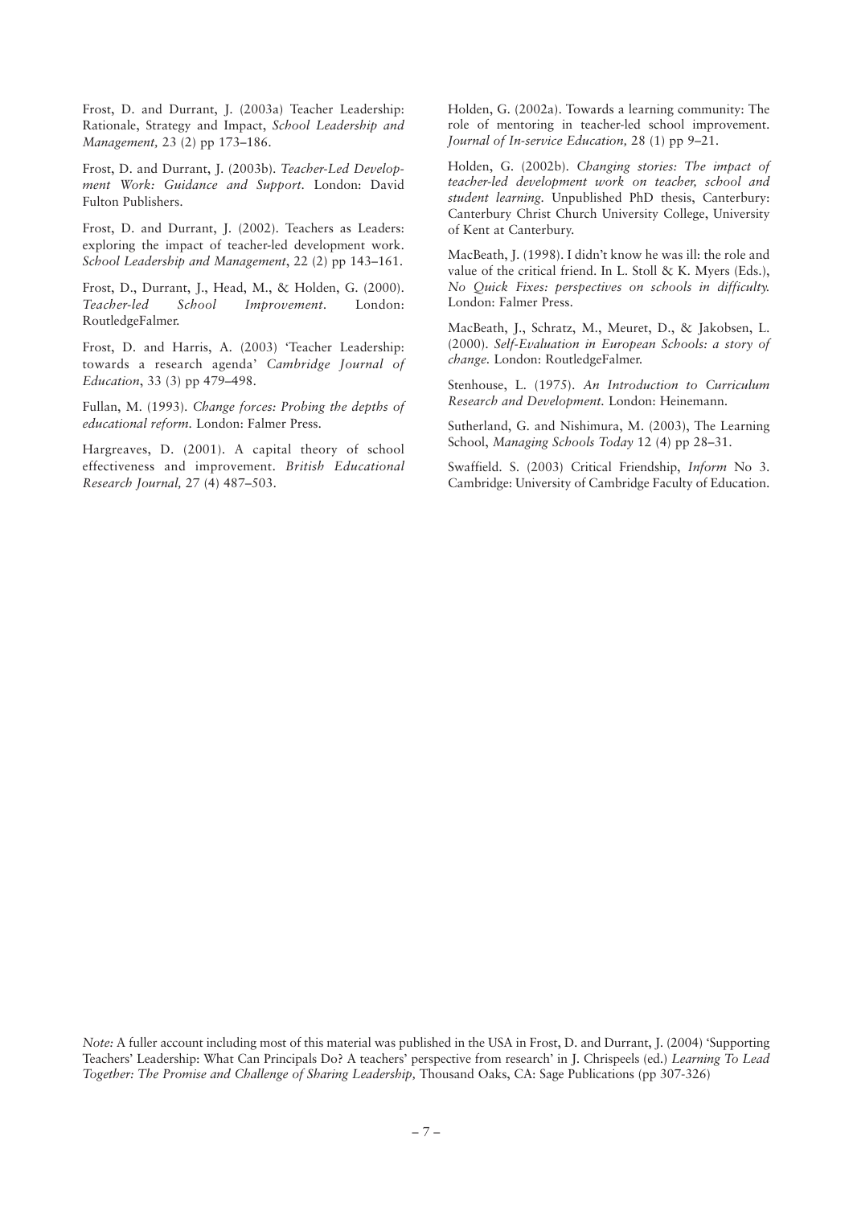Frost, D. and Durrant, J. (2003a) Teacher Leadership: Rationale, Strategy and Impact, *School Leadership and Management,* 23 (2) pp 173–186.

Frost, D. and Durrant, J. (2003b). *Teacher-Led Development Work: Guidance and Support.* London: David Fulton Publishers.

Frost, D. and Durrant, J. (2002). Teachers as Leaders: exploring the impact of teacher-led development work. *School Leadership and Management*, 22 (2) pp 143–161.

Frost, D., Durrant, J., Head, M., & Holden, G. (2000). *Teacher-led School Improvement.* London: RoutledgeFalmer.

Frost, D. and Harris, A. (2003) 'Teacher Leadership: towards a research agenda' *Cambridge Journal of Education*, 33 (3) pp 479–498.

Fullan, M. (1993). *Change forces: Probing the depths of educational reform.* London: Falmer Press.

Hargreaves, D. (2001). A capital theory of school effectiveness and improvement. *British Educational Research Journal,* 27 (4) 487–503.

Holden, G. (2002a). Towards a learning community: The role of mentoring in teacher-led school improvement. *Journal of In-service Education,* 28 (1) pp 9–21.

Holden, G. (2002b). *Changing stories: The impact of teacher-led development work on teacher, school and student learning.* Unpublished PhD thesis, Canterbury: Canterbury Christ Church University College, University of Kent at Canterbury.

MacBeath, J. (1998). I didn't know he was ill: the role and value of the critical friend. In L. Stoll & K. Myers (Eds.), *No Quick Fixes: perspectives on schools in difficulty.* London: Falmer Press.

MacBeath, J., Schratz, M., Meuret, D., & Jakobsen, L. (2000). *Self-Evaluation in European Schools: a story of change.* London: RoutledgeFalmer.

Stenhouse, L. (1975). *An Introduction to Curriculum Research and Development.* London: Heinemann.

Sutherland, G. and Nishimura, M. (2003), The Learning School, *Managing Schools Today* 12 (4) pp 28–31.

Swaffield. S. (2003) Critical Friendship, *Inform* No 3. Cambridge: University of Cambridge Faculty of Education.

*Note:* A fuller account including most of this material was published in the USA in Frost, D. and Durrant, J. (2004) 'Supporting Teachers' Leadership: What Can Principals Do? A teachers' perspective from research' in J. Chrispeels (ed.) *Learning To Lead Together: The Promise and Challenge of Sharing Leadership,* Thousand Oaks, CA: Sage Publications (pp 307-326)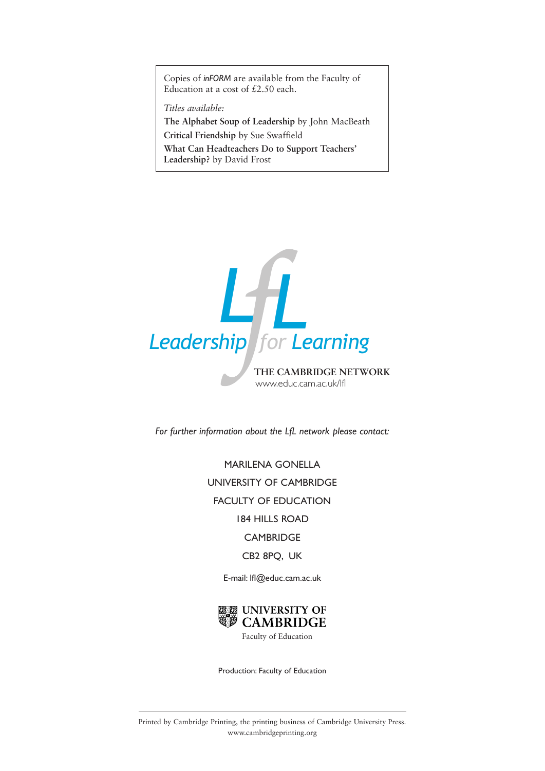Copies of *inFORM* are available from the Faculty of Education at a cost of £2.50 each.

*Titles available:*

**The Alphabet Soup of Leadership** by John MacBeath

**Critical Friendship** by Sue Swaffield

**What Can Headteachers Do to Support Teachers' Leadership?** by David Frost

LfL

Leadership for Learning

THE CAMBRIDGE NETWORK

www.educ.cam.ac.uk/lfl

*For further information about the LfL network please contact:*

MARILENA GONELLA
UNIVERSITY OF CAMBRIDGE
FACULTY OF EDUCATION
184 HILLS ROAD
CAMBRIDGE
CB2 8PQ, UK

E-mail: lfl@educ.cam.ac.uk

UNIVERSITY OF CAMBRIDGE

Faculty of Education

Production: Faculty of Education

Printed by Cambridge Printing, the printing business of Cambridge University Press.
www.cambridgeprinting.org